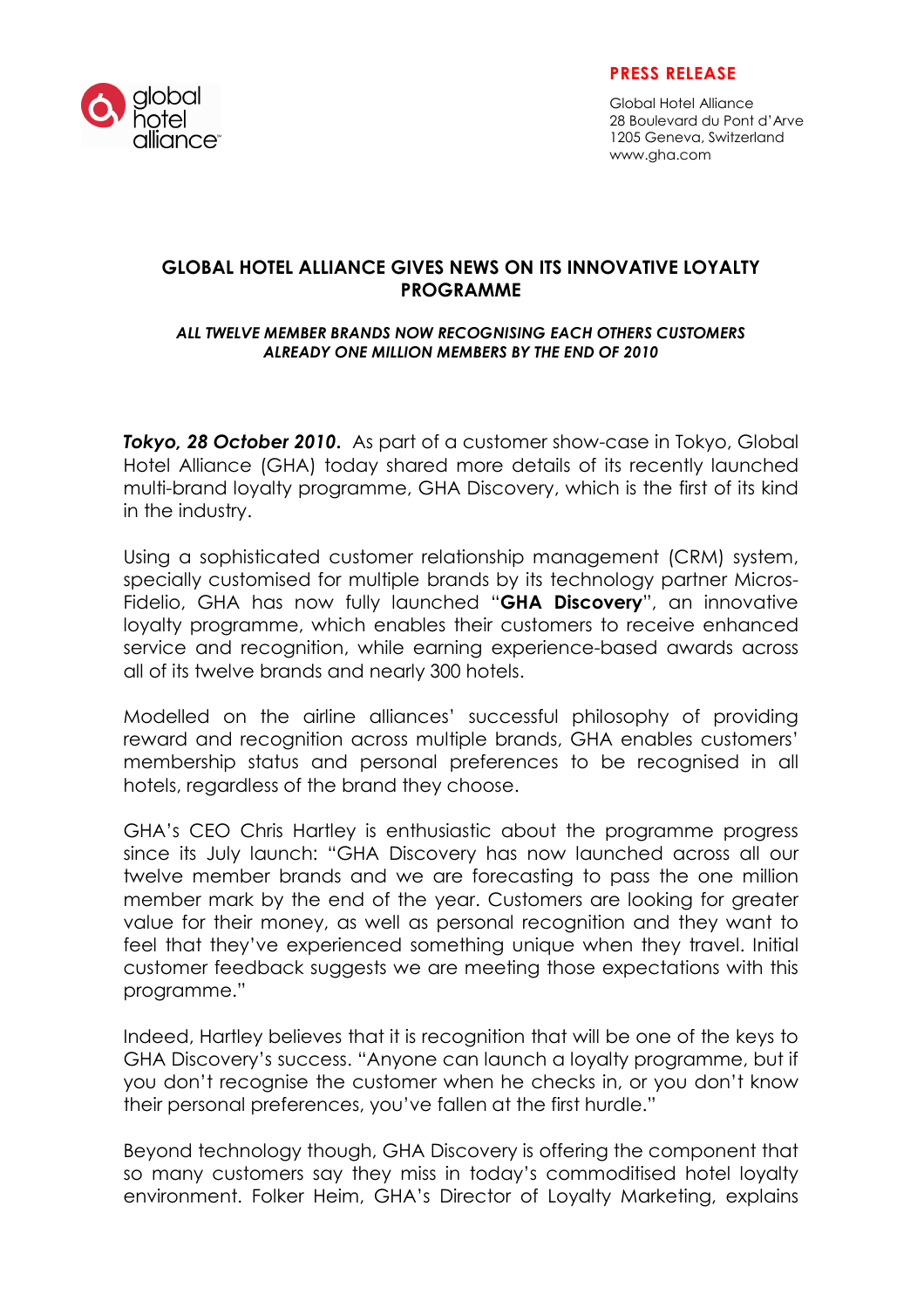global hotel alliance

**PRESS RELEASE**

Global Hotel Alliance
28 Boulevard du Pont d'Arve
1205 Geneva, Switzerland
www.gha.com

# GLOBAL HOTEL ALLIANCE GIVES NEWS ON ITS INNOVATIVE LOYALTY PROGRAMME

***ALL TWELVE MEMBER BRANDS NOW RECOGNISING EACH OTHERS CUSTOMERS***
***ALREADY ONE MILLION MEMBERS BY THE END OF 2010***

***Tokyo, 28 October 2010.*** As part of a customer show-case in Tokyo, Global Hotel Alliance (GHA) today shared more details of its recently launched multi-brand loyalty programme, GHA Discovery, which is the first of its kind in the industry.

Using a sophisticated customer relationship management (CRM) system, specially customised for multiple brands by its technology partner Micros-Fidelio, GHA has now fully launched "**GHA Discovery**", an innovative loyalty programme, which enables their customers to receive enhanced service and recognition, while earning experience-based awards across all of its twelve brands and nearly 300 hotels.

Modelled on the airline alliances' successful philosophy of providing reward and recognition across multiple brands, GHA enables customers' membership status and personal preferences to be recognised in all hotels, regardless of the brand they choose.

GHA's CEO Chris Hartley is enthusiastic about the programme progress since its July launch: "GHA Discovery has now launched across all our twelve member brands and we are forecasting to pass the one million member mark by the end of the year. Customers are looking for greater value for their money, as well as personal recognition and they want to feel that they've experienced something unique when they travel. Initial customer feedback suggests we are meeting those expectations with this programme."

Indeed, Hartley believes that it is recognition that will be one of the keys to GHA Discovery's success. "Anyone can launch a loyalty programme, but if you don't recognise the customer when he checks in, or you don't know their personal preferences, you've fallen at the first hurdle."

Beyond technology though, GHA Discovery is offering the component that so many customers say they miss in today's commoditised hotel loyalty environment. Folker Heim, GHA's Director of Loyalty Marketing, explains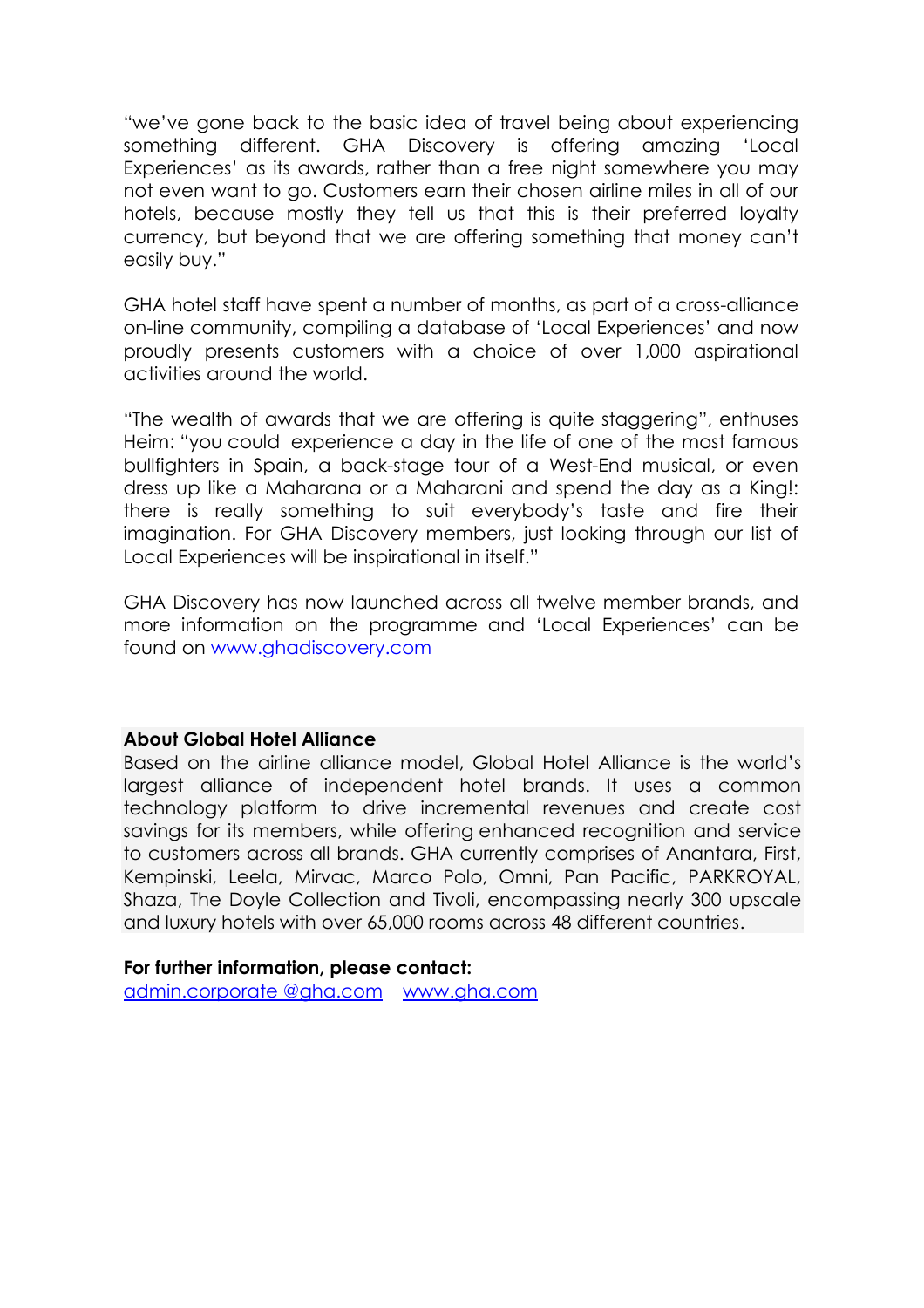"we've gone back to the basic idea of travel being about experiencing something different. GHA Discovery is offering amazing 'Local Experiences' as its awards, rather than a free night somewhere you may not even want to go. Customers earn their chosen airline miles in all of our hotels, because mostly they tell us that this is their preferred loyalty currency, but beyond that we are offering something that money can't easily buy."

GHA hotel staff have spent a number of months, as part of a cross-alliance on-line community, compiling a database of 'Local Experiences' and now proudly presents customers with a choice of over 1,000 aspirational activities around the world.

"The wealth of awards that we are offering is quite staggering", enthuses Heim: "you could experience a day in the life of one of the most famous bullfighters in Spain, a back-stage tour of a West-End musical, or even dress up like a Maharana or a Maharani and spend the day as a King!: there is really something to suit everybody's taste and fire their imagination. For GHA Discovery members, just looking through our list of Local Experiences will be inspirational in itself."

GHA Discovery has now launched across all twelve member brands, and more information on the programme and 'Local Experiences' can be found on [www.ghadiscovery.com](http://www.ghadiscovery.com)

**About Global Hotel Alliance**

Based on the airline alliance model, Global Hotel Alliance is the world's largest alliance of independent hotel brands. It uses a common technology platform to drive incremental revenues and create cost savings for its members, while offering enhanced recognition and service to customers across all brands. GHA currently comprises of Anantara, First, Kempinski, Leela, Mirvac, Marco Polo, Omni, Pan Pacific, PARKROYAL, Shaza, The Doyle Collection and Tivoli, encompassing nearly 300 upscale and luxury hotels with over 65,000 rooms across 48 different countries.

**For further information, please contact:**

admin.corporate @gha.com    [www.gha.com](http://www.gha.com)